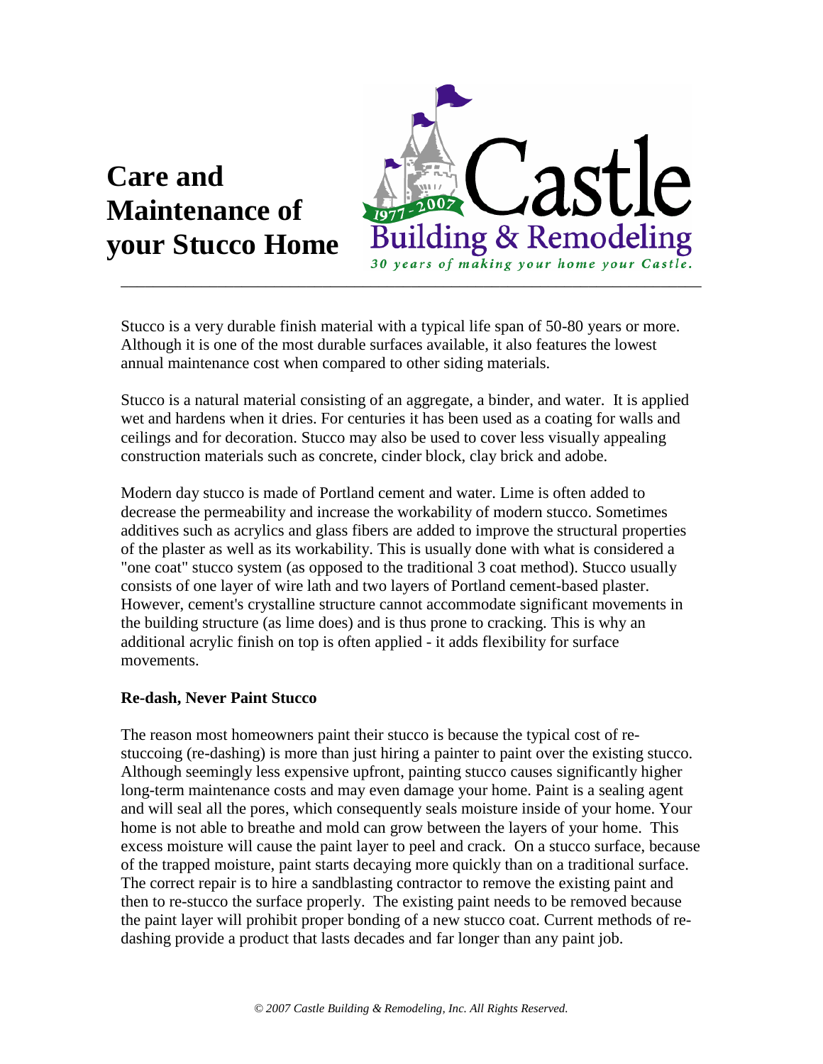# Care and Maintenance of your Stucco Home

Castle Building & Remodeling

1977 - 2007

*30 years of making your home your Castle.*

---

Stucco is a very durable finish material with a typical life span of 50-80 years or more. Although it is one of the most durable surfaces available, it also features the lowest annual maintenance cost when compared to other siding materials.

Stucco is a natural material consisting of an aggregate, a binder, and water. It is applied wet and hardens when it dries. For centuries it has been used as a coating for walls and ceilings and for decoration. Stucco may also be used to cover less visually appealing construction materials such as concrete, cinder block, clay brick and adobe.

Modern day stucco is made of Portland cement and water. Lime is often added to decrease the permeability and increase the workability of modern stucco. Sometimes additives such as acrylics and glass fibers are added to improve the structural properties of the plaster as well as its workability. This is usually done with what is considered a "one coat" stucco system (as opposed to the traditional 3 coat method). Stucco usually consists of one layer of wire lath and two layers of Portland cement-based plaster. However, cement's crystalline structure cannot accommodate significant movements in the building structure (as lime does) and is thus prone to cracking. This is why an additional acrylic finish on top is often applied - it adds flexibility for surface movements.

**Re-dash, Never Paint Stucco**

The reason most homeowners paint their stucco is because the typical cost of re-stuccoing (re-dashing) is more than just hiring a painter to paint over the existing stucco. Although seemingly less expensive upfront, painting stucco causes significantly higher long-term maintenance costs and may even damage your home. Paint is a sealing agent and will seal all the pores, which consequently seals moisture inside of your home. Your home is not able to breathe and mold can grow between the layers of your home. This excess moisture will cause the paint layer to peel and crack. On a stucco surface, because of the trapped moisture, paint starts decaying more quickly than on a traditional surface. The correct repair is to hire a sandblasting contractor to remove the existing paint and then to re-stucco the surface properly. The existing paint needs to be removed because the paint layer will prohibit proper bonding of a new stucco coat. Current methods of re-dashing provide a product that lasts decades and far longer than any paint job.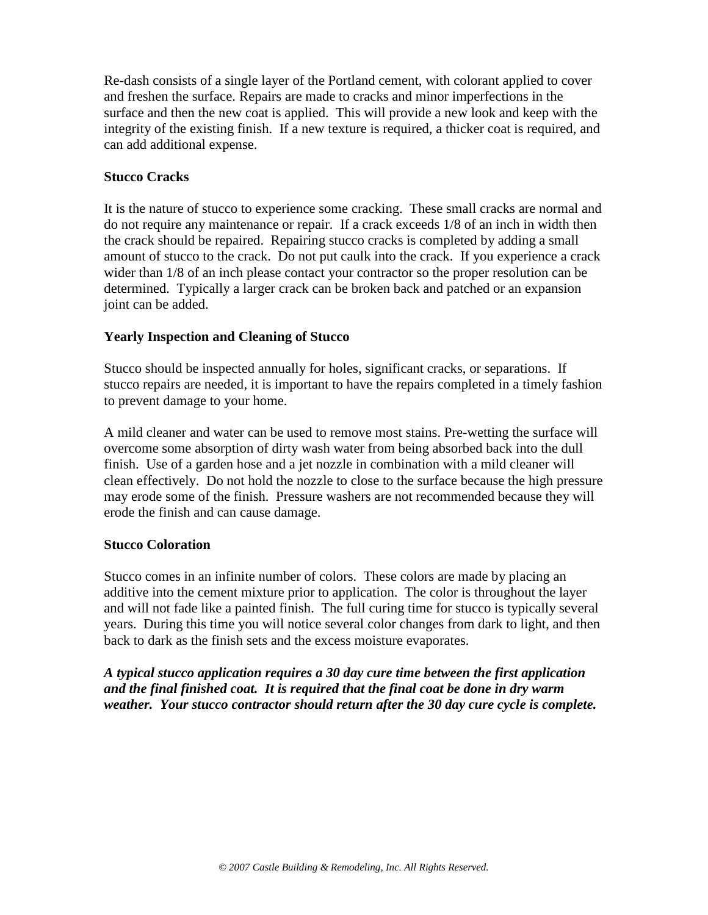Re-dash consists of a single layer of the Portland cement, with colorant applied to cover and freshen the surface. Repairs are made to cracks and minor imperfections in the surface and then the new coat is applied. This will provide a new look and keep with the integrity of the existing finish. If a new texture is required, a thicker coat is required, and can add additional expense.

**Stucco Cracks**

It is the nature of stucco to experience some cracking. These small cracks are normal and do not require any maintenance or repair. If a crack exceeds 1/8 of an inch in width then the crack should be repaired. Repairing stucco cracks is completed by adding a small amount of stucco to the crack. Do not put caulk into the crack. If you experience a crack wider than 1/8 of an inch please contact your contractor so the proper resolution can be determined. Typically a larger crack can be broken back and patched or an expansion joint can be added.

**Yearly Inspection and Cleaning of Stucco**

Stucco should be inspected annually for holes, significant cracks, or separations. If stucco repairs are needed, it is important to have the repairs completed in a timely fashion to prevent damage to your home.

A mild cleaner and water can be used to remove most stains. Pre-wetting the surface will overcome some absorption of dirty wash water from being absorbed back into the dull finish. Use of a garden hose and a jet nozzle in combination with a mild cleaner will clean effectively. Do not hold the nozzle to close to the surface because the high pressure may erode some of the finish. Pressure washers are not recommended because they will erode the finish and can cause damage.

**Stucco Coloration**

Stucco comes in an infinite number of colors. These colors are made by placing an additive into the cement mixture prior to application. The color is throughout the layer and will not fade like a painted finish. The full curing time for stucco is typically several years. During this time you will notice several color changes from dark to light, and then back to dark as the finish sets and the excess moisture evaporates.

***A typical stucco application requires a 30 day cure time between the first application and the final finished coat. It is required that the final coat be done in dry warm weather. Your stucco contractor should return after the 30 day cure cycle is complete.***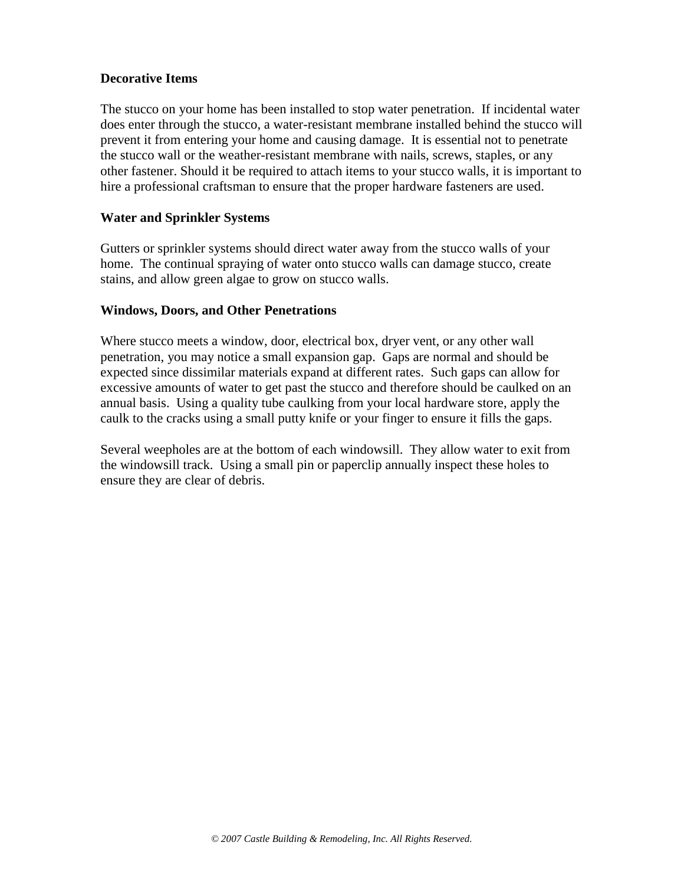**Decorative Items**

The stucco on your home has been installed to stop water penetration. If incidental water does enter through the stucco, a water-resistant membrane installed behind the stucco will prevent it from entering your home and causing damage. It is essential not to penetrate the stucco wall or the weather-resistant membrane with nails, screws, staples, or any other fastener. Should it be required to attach items to your stucco walls, it is important to hire a professional craftsman to ensure that the proper hardware fasteners are used.

**Water and Sprinkler Systems**

Gutters or sprinkler systems should direct water away from the stucco walls of your home. The continual spraying of water onto stucco walls can damage stucco, create stains, and allow green algae to grow on stucco walls.

**Windows, Doors, and Other Penetrations**

Where stucco meets a window, door, electrical box, dryer vent, or any other wall penetration, you may notice a small expansion gap. Gaps are normal and should be expected since dissimilar materials expand at different rates. Such gaps can allow for excessive amounts of water to get past the stucco and therefore should be caulked on an annual basis. Using a quality tube caulking from your local hardware store, apply the caulk to the cracks using a small putty knife or your finger to ensure it fills the gaps.

Several weepholes are at the bottom of each windowsill. They allow water to exit from the windowsill track. Using a small pin or paperclip annually inspect these holes to ensure they are clear of debris.

*© 2007 Castle Building & Remodeling, Inc. All Rights Reserved.*